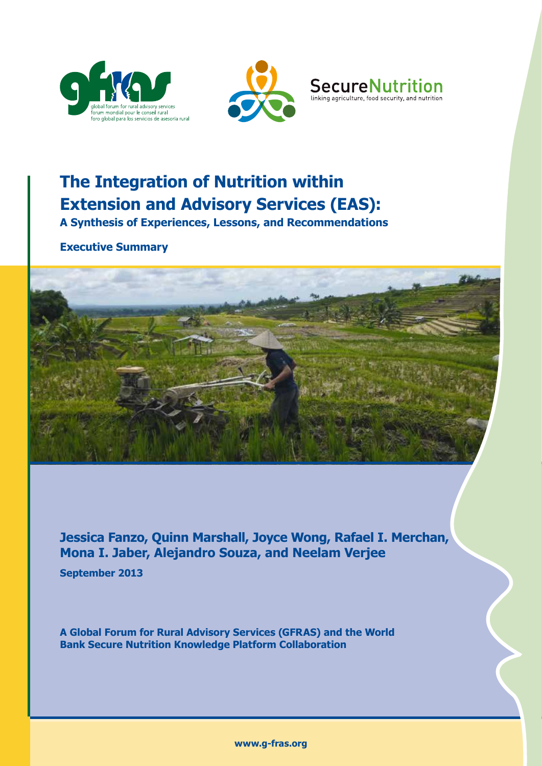global forum for rural advisory services
forum mondial pour le conseil rural
foro global para los servicios de asesoría rural

SecureNutrition
linking agriculture, food security, and nutrition

# The Integration of Nutrition within Extension and Advisory Services (EAS):

## A Synthesis of Experiences, Lessons, and Recommendations

**Executive Summary**

**Jessica Fanzo, Quinn Marshall, Joyce Wong, Rafael I. Merchan, Mona I. Jaber, Alejandro Souza, and Neelam Verjee**

**September 2013**

**A Global Forum for Rural Advisory Services (GFRAS) and the World Bank Secure Nutrition Knowledge Platform Collaboration**

**www.g-fras.org**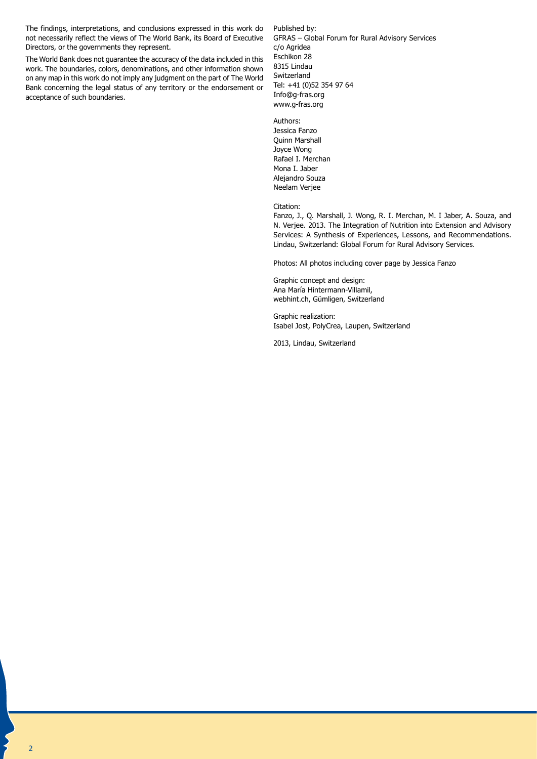The findings, interpretations, and conclusions expressed in this work do not necessarily reflect the views of The World Bank, its Board of Executive Directors, or the governments they represent.

The World Bank does not guarantee the accuracy of the data included in this work. The boundaries, colors, denominations, and other information shown on any map in this work do not imply any judgment on the part of The World Bank concerning the legal status of any territory or the endorsement or acceptance of such boundaries.

Published by:
GFRAS – Global Forum for Rural Advisory Services
c/o Agridea
Eschikon 28
8315 Lindau
Switzerland
Tel: +41 (0)52 354 97 64
Info@g-fras.org
www.g-fras.org

Authors:
Jessica Fanzo
Quinn Marshall
Joyce Wong
Rafael I. Merchan
Mona I. Jaber
Alejandro Souza
Neelam Verjee

Citation:
Fanzo, J., Q. Marshall, J. Wong, R. I. Merchan, M. I Jaber, A. Souza, and N. Verjee. 2013. The Integration of Nutrition into Extension and Advisory Services: A Synthesis of Experiences, Lessons, and Recommendations. Lindau, Switzerland: Global Forum for Rural Advisory Services.

Photos: All photos including cover page by Jessica Fanzo

Graphic concept and design:
Ana María Hintermann-Villamil,
webhint.ch, Gümligen, Switzerland

Graphic realization:
Isabel Jost, PolyCrea, Laupen, Switzerland

2013, Lindau, Switzerland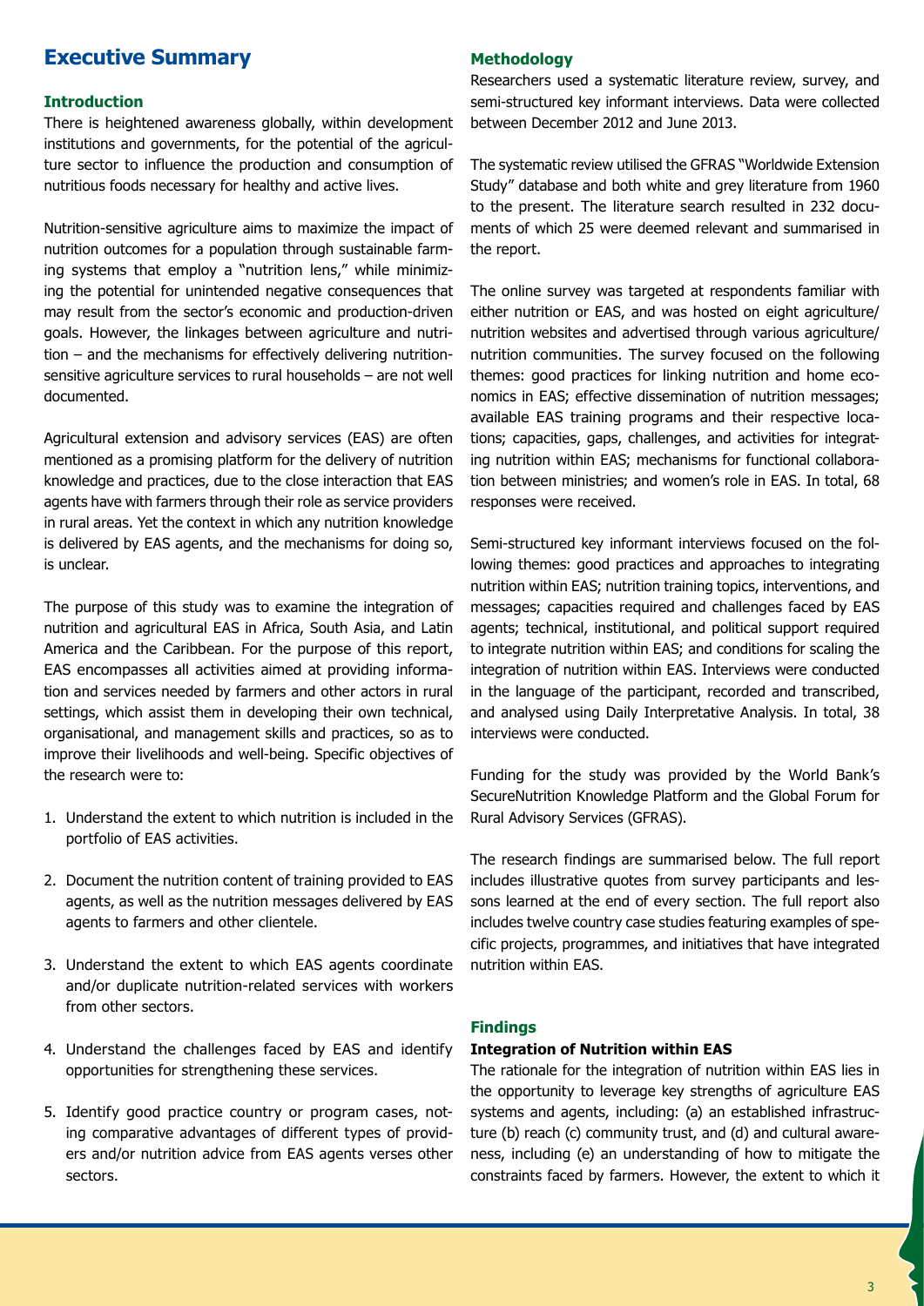## Executive Summary

### Introduction

There is heightened awareness globally, within development institutions and governments, for the potential of the agriculture sector to influence the production and consumption of nutritious foods necessary for healthy and active lives.

Nutrition-sensitive agriculture aims to maximize the impact of nutrition outcomes for a population through sustainable farming systems that employ a "nutrition lens," while minimizing the potential for unintended negative consequences that may result from the sector's economic and production-driven goals. However, the linkages between agriculture and nutrition – and the mechanisms for effectively delivering nutrition-sensitive agriculture services to rural households – are not well documented.

Agricultural extension and advisory services (EAS) are often mentioned as a promising platform for the delivery of nutrition knowledge and practices, due to the close interaction that EAS agents have with farmers through their role as service providers in rural areas. Yet the context in which any nutrition knowledge is delivered by EAS agents, and the mechanisms for doing so, is unclear.

The purpose of this study was to examine the integration of nutrition and agricultural EAS in Africa, South Asia, and Latin America and the Caribbean. For the purpose of this report, EAS encompasses all activities aimed at providing information and services needed by farmers and other actors in rural settings, which assist them in developing their own technical, organisational, and management skills and practices, so as to improve their livelihoods and well-being. Specific objectives of the research were to:

1. Understand the extent to which nutrition is included in the portfolio of EAS activities.
2. Document the nutrition content of training provided to EAS agents, as well as the nutrition messages delivered by EAS agents to farmers and other clientele.
3. Understand the extent to which EAS agents coordinate and/or duplicate nutrition-related services with workers from other sectors.
4. Understand the challenges faced by EAS and identify opportunities for strengthening these services.
5. Identify good practice country or program cases, noting comparative advantages of different types of providers and/or nutrition advice from EAS agents verses other sectors.

### Methodology

Researchers used a systematic literature review, survey, and semi-structured key informant interviews. Data were collected between December 2012 and June 2013.

The systematic review utilised the GFRAS "Worldwide Extension Study" database and both white and grey literature from 1960 to the present. The literature search resulted in 232 documents of which 25 were deemed relevant and summarised in the report.

The online survey was targeted at respondents familiar with either nutrition or EAS, and was hosted on eight agriculture/nutrition websites and advertised through various agriculture/nutrition communities. The survey focused on the following themes: good practices for linking nutrition and home economics in EAS; effective dissemination of nutrition messages; available EAS training programs and their respective locations; capacities, gaps, challenges, and activities for integrating nutrition within EAS; mechanisms for functional collaboration between ministries; and women's role in EAS. In total, 68 responses were received.

Semi-structured key informant interviews focused on the following themes: good practices and approaches to integrating nutrition within EAS; nutrition training topics, interventions, and messages; capacities required and challenges faced by EAS agents; technical, institutional, and political support required to integrate nutrition within EAS; and conditions for scaling the integration of nutrition within EAS. Interviews were conducted in the language of the participant, recorded and transcribed, and analysed using Daily Interpretative Analysis. In total, 38 interviews were conducted.

Funding for the study was provided by the World Bank's SecureNutrition Knowledge Platform and the Global Forum for Rural Advisory Services (GFRAS).

The research findings are summarised below. The full report includes illustrative quotes from survey participants and lessons learned at the end of every section. The full report also includes twelve country case studies featuring examples of specific projects, programmes, and initiatives that have integrated nutrition within EAS.

### Findings

#### Integration of Nutrition within EAS

The rationale for the integration of nutrition within EAS lies in the opportunity to leverage key strengths of agriculture EAS systems and agents, including: (a) an established infrastructure (b) reach (c) community trust, and (d) and cultural awareness, including (e) an understanding of how to mitigate the constraints faced by farmers. However, the extent to which it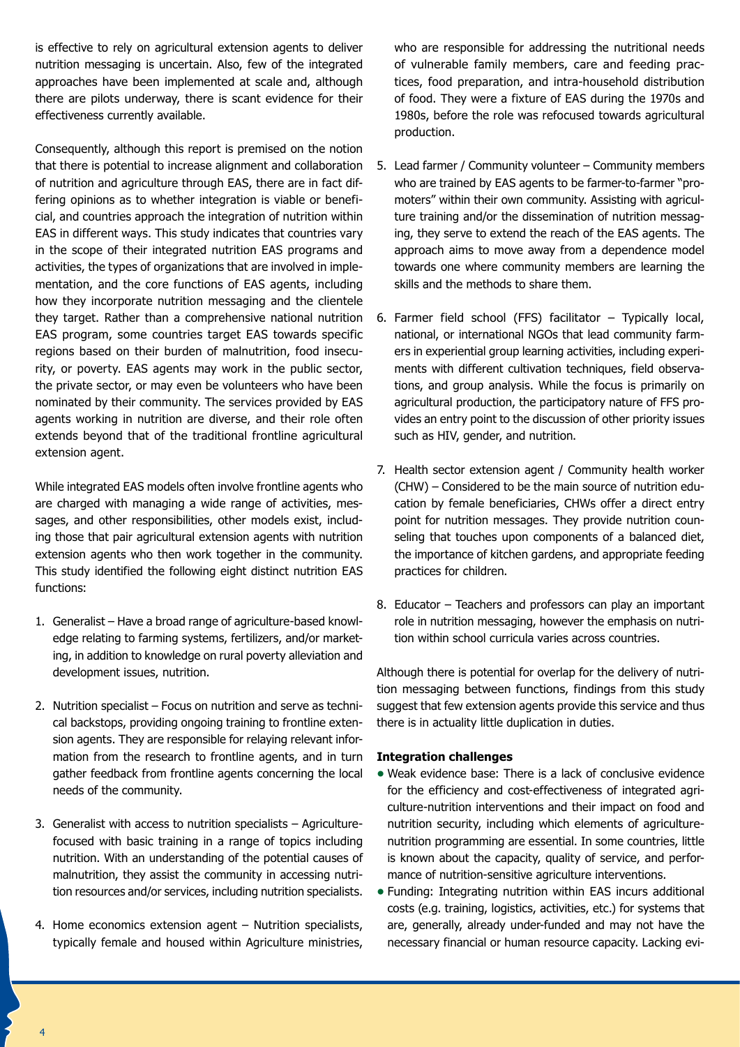is effective to rely on agricultural extension agents to deliver nutrition messaging is uncertain. Also, few of the integrated approaches have been implemented at scale and, although there are pilots underway, there is scant evidence for their effectiveness currently available.

Consequently, although this report is premised on the notion that there is potential to increase alignment and collaboration of nutrition and agriculture through EAS, there are in fact differing opinions as to whether integration is viable or beneficial, and countries approach the integration of nutrition within EAS in different ways. This study indicates that countries vary in the scope of their integrated nutrition EAS programs and activities, the types of organizations that are involved in implementation, and the core functions of EAS agents, including how they incorporate nutrition messaging and the clientele they target. Rather than a comprehensive national nutrition EAS program, some countries target EAS towards specific regions based on their burden of malnutrition, food insecurity, or poverty. EAS agents may work in the public sector, the private sector, or may even be volunteers who have been nominated by their community. The services provided by EAS agents working in nutrition are diverse, and their role often extends beyond that of the traditional frontline agricultural extension agent.

While integrated EAS models often involve frontline agents who are charged with managing a wide range of activities, messages, and other responsibilities, other models exist, including those that pair agricultural extension agents with nutrition extension agents who then work together in the community. This study identified the following eight distinct nutrition EAS functions:

1. Generalist – Have a broad range of agriculture-based knowledge relating to farming systems, fertilizers, and/or marketing, in addition to knowledge on rural poverty alleviation and development issues, nutrition.

2. Nutrition specialist – Focus on nutrition and serve as technical backstops, providing ongoing training to frontline extension agents. They are responsible for relaying relevant information from the research to frontline agents, and in turn gather feedback from frontline agents concerning the local needs of the community.

3. Generalist with access to nutrition specialists – Agriculture-focused with basic training in a range of topics including nutrition. With an understanding of the potential causes of malnutrition, they assist the community in accessing nutrition resources and/or services, including nutrition specialists.

4. Home economics extension agent – Nutrition specialists, typically female and housed within Agriculture ministries, who are responsible for addressing the nutritional needs of vulnerable family members, care and feeding practices, food preparation, and intra-household distribution of food. They were a fixture of EAS during the 1970s and 1980s, before the role was refocused towards agricultural production.

5. Lead farmer / Community volunteer – Community members who are trained by EAS agents to be farmer-to-farmer "promoters" within their own community. Assisting with agriculture training and/or the dissemination of nutrition messaging, they serve to extend the reach of the EAS agents. The approach aims to move away from a dependence model towards one where community members are learning the skills and the methods to share them.

6. Farmer field school (FFS) facilitator – Typically local, national, or international NGOs that lead community farmers in experiential group learning activities, including experiments with different cultivation techniques, field observations, and group analysis. While the focus is primarily on agricultural production, the participatory nature of FFS provides an entry point to the discussion of other priority issues such as HIV, gender, and nutrition.

7. Health sector extension agent / Community health worker (CHW) – Considered to be the main source of nutrition education by female beneficiaries, CHWs offer a direct entry point for nutrition messages. They provide nutrition counseling that touches upon components of a balanced diet, the importance of kitchen gardens, and appropriate feeding practices for children.

8. Educator – Teachers and professors can play an important role in nutrition messaging, however the emphasis on nutrition within school curricula varies across countries.

Although there is potential for overlap for the delivery of nutrition messaging between functions, findings from this study suggest that few extension agents provide this service and thus there is in actuality little duplication in duties.

**Integration challenges**

- Weak evidence base: There is a lack of conclusive evidence for the efficiency and cost-effectiveness of integrated agriculture-nutrition interventions and their impact on food and nutrition security, including which elements of agriculture-nutrition programming are essential. In some countries, little is known about the capacity, quality of service, and performance of nutrition-sensitive agriculture interventions.
- Funding: Integrating nutrition within EAS incurs additional costs (e.g. training, logistics, activities, etc.) for systems that are, generally, already under-funded and may not have the necessary financial or human resource capacity. Lacking evi-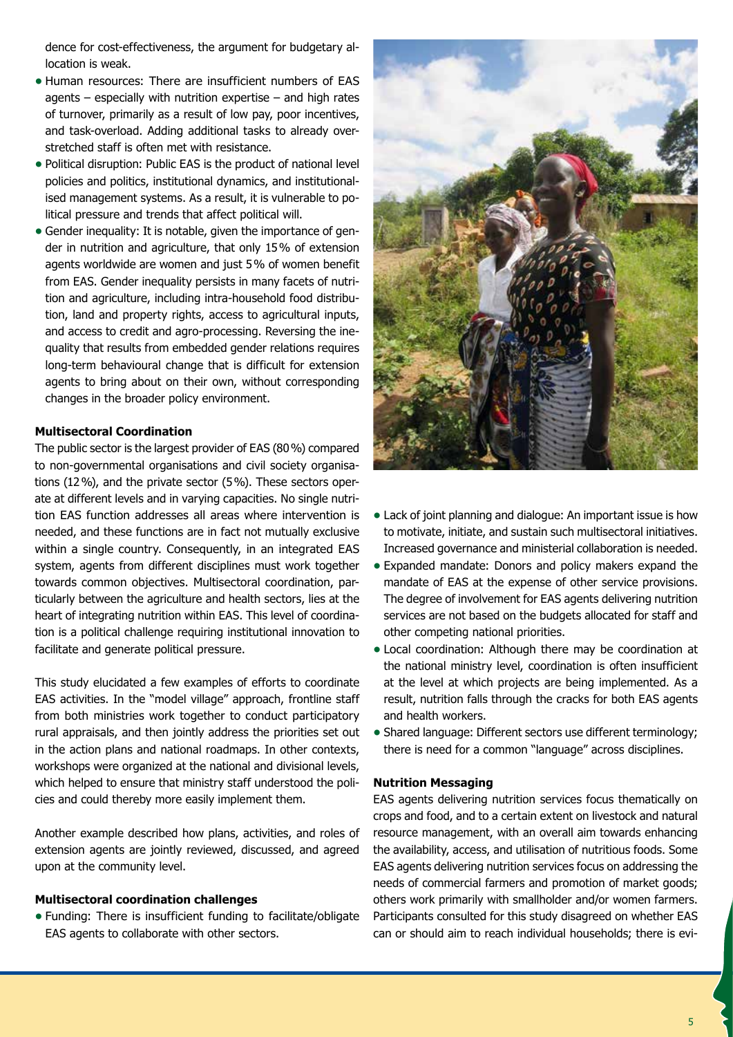dence for cost-effectiveness, the argument for budgetary allocation is weak.

- Human resources: There are insufficient numbers of EAS agents – especially with nutrition expertise – and high rates of turnover, primarily as a result of low pay, poor incentives, and task-overload. Adding additional tasks to already overstretched staff is often met with resistance.
- Political disruption: Public EAS is the product of national level policies and politics, institutional dynamics, and institutionalised management systems. As a result, it is vulnerable to political pressure and trends that affect political will.
- Gender inequality: It is notable, given the importance of gender in nutrition and agriculture, that only 15% of extension agents worldwide are women and just 5% of women benefit from EAS. Gender inequality persists in many facets of nutrition and agriculture, including intra-household food distribution, land and property rights, access to agricultural inputs, and access to credit and agro-processing. Reversing the inequality that results from embedded gender relations requires long-term behavioural change that is difficult for extension agents to bring about on their own, without corresponding changes in the broader policy environment.

**Multisectoral Coordination**

The public sector is the largest provider of EAS (80%) compared to non-governmental organisations and civil society organisations (12%), and the private sector (5%). These sectors operate at different levels and in varying capacities. No single nutrition EAS function addresses all areas where intervention is needed, and these functions are in fact not mutually exclusive within a single country. Consequently, in an integrated EAS system, agents from different disciplines must work together towards common objectives. Multisectoral coordination, particularly between the agriculture and health sectors, lies at the heart of integrating nutrition within EAS. This level of coordination is a political challenge requiring institutional innovation to facilitate and generate political pressure.

This study elucidated a few examples of efforts to coordinate EAS activities. In the "model village" approach, frontline staff from both ministries work together to conduct participatory rural appraisals, and then jointly address the priorities set out in the action plans and national roadmaps. In other contexts, workshops were organized at the national and divisional levels, which helped to ensure that ministry staff understood the policies and could thereby more easily implement them.

Another example described how plans, activities, and roles of extension agents are jointly reviewed, discussed, and agreed upon at the community level.

**Multisectoral coordination challenges**

- Funding: There is insufficient funding to facilitate/obligate EAS agents to collaborate with other sectors.
- Lack of joint planning and dialogue: An important issue is how to motivate, initiate, and sustain such multisectoral initiatives. Increased governance and ministerial collaboration is needed.
- Expanded mandate: Donors and policy makers expand the mandate of EAS at the expense of other service provisions. The degree of involvement for EAS agents delivering nutrition services are not based on the budgets allocated for staff and other competing national priorities.
- Local coordination: Although there may be coordination at the national ministry level, coordination is often insufficient at the level at which projects are being implemented. As a result, nutrition falls through the cracks for both EAS agents and health workers.
- Shared language: Different sectors use different terminology; there is need for a common "language" across disciplines.

**Nutrition Messaging**

EAS agents delivering nutrition services focus thematically on crops and food, and to a certain extent on livestock and natural resource management, with an overall aim towards enhancing the availability, access, and utilisation of nutritious foods. Some EAS agents delivering nutrition services focus on addressing the needs of commercial farmers and promotion of market goods; others work primarily with smallholder and/or women farmers. Participants consulted for this study disagreed on whether EAS can or should aim to reach individual households; there is evi-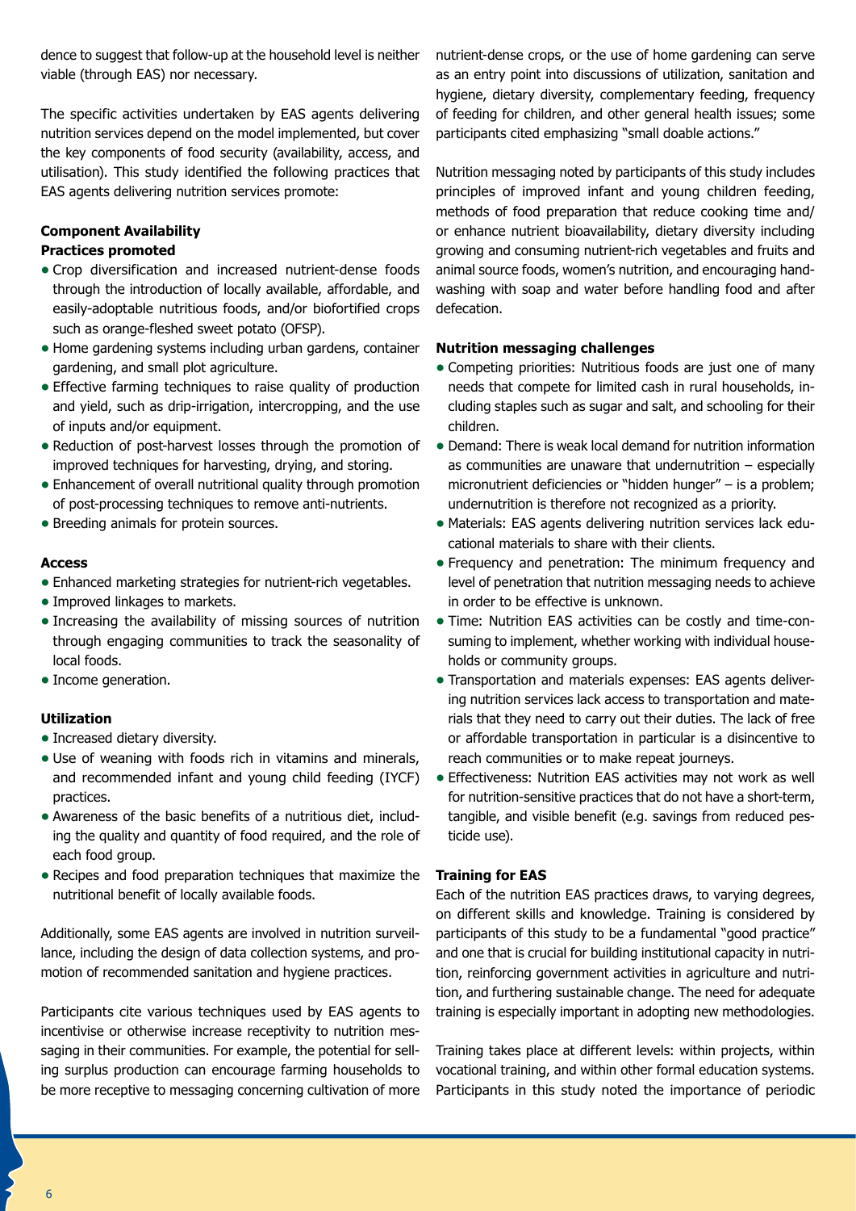dence to suggest that follow-up at the household level is neither viable (through EAS) nor necessary.

The specific activities undertaken by EAS agents delivering nutrition services depend on the model implemented, but cover the key components of food security (availability, access, and utilisation). This study identified the following practices that EAS agents delivering nutrition services promote:

**Component Availability**
**Practices promoted**

- Crop diversification and increased nutrient-dense foods through the introduction of locally available, affordable, and easily-adoptable nutritious foods, and/or biofortified crops such as orange-fleshed sweet potato (OFSP).
- Home gardening systems including urban gardens, container gardening, and small plot agriculture.
- Effective farming techniques to raise quality of production and yield, such as drip-irrigation, intercropping, and the use of inputs and/or equipment.
- Reduction of post-harvest losses through the promotion of improved techniques for harvesting, drying, and storing.
- Enhancement of overall nutritional quality through promotion of post-processing techniques to remove anti-nutrients.
- Breeding animals for protein sources.

**Access**

- Enhanced marketing strategies for nutrient-rich vegetables.
- Improved linkages to markets.
- Increasing the availability of missing sources of nutrition through engaging communities to track the seasonality of local foods.
- Income generation.

**Utilization**

- Increased dietary diversity.
- Use of weaning with foods rich in vitamins and minerals, and recommended infant and young child feeding (IYCF) practices.
- Awareness of the basic benefits of a nutritious diet, including the quality and quantity of food required, and the role of each food group.
- Recipes and food preparation techniques that maximize the nutritional benefit of locally available foods.

Additionally, some EAS agents are involved in nutrition surveillance, including the design of data collection systems, and promotion of recommended sanitation and hygiene practices.

Participants cite various techniques used by EAS agents to incentivise or otherwise increase receptivity to nutrition messaging in their communities. For example, the potential for selling surplus production can encourage farming households to be more receptive to messaging concerning cultivation of more nutrient-dense crops, or the use of home gardening can serve as an entry point into discussions of utilization, sanitation and hygiene, dietary diversity, complementary feeding, frequency of feeding for children, and other general health issues; some participants cited emphasizing "small doable actions."

Nutrition messaging noted by participants of this study includes principles of improved infant and young children feeding, methods of food preparation that reduce cooking time and/or enhance nutrient bioavailability, dietary diversity including growing and consuming nutrient-rich vegetables and fruits and animal source foods, women's nutrition, and encouraging handwashing with soap and water before handling food and after defecation.

**Nutrition messaging challenges**

- Competing priorities: Nutritious foods are just one of many needs that compete for limited cash in rural households, including staples such as sugar and salt, and schooling for their children.
- Demand: There is weak local demand for nutrition information as communities are unaware that undernutrition – especially micronutrient deficiencies or "hidden hunger" – is a problem; undernutrition is therefore not recognized as a priority.
- Materials: EAS agents delivering nutrition services lack educational materials to share with their clients.
- Frequency and penetration: The minimum frequency and level of penetration that nutrition messaging needs to achieve in order to be effective is unknown.
- Time: Nutrition EAS activities can be costly and time-consuming to implement, whether working with individual households or community groups.
- Transportation and materials expenses: EAS agents delivering nutrition services lack access to transportation and materials that they need to carry out their duties. The lack of free or affordable transportation in particular is a disincentive to reach communities or to make repeat journeys.
- Effectiveness: Nutrition EAS activities may not work as well for nutrition-sensitive practices that do not have a short-term, tangible, and visible benefit (e.g. savings from reduced pesticide use).

**Training for EAS**

Each of the nutrition EAS practices draws, to varying degrees, on different skills and knowledge. Training is considered by participants of this study to be a fundamental "good practice" and one that is crucial for building institutional capacity in nutrition, reinforcing government activities in agriculture and nutrition, and furthering sustainable change. The need for adequate training is especially important in adopting new methodologies.

Training takes place at different levels: within projects, within vocational training, and within other formal education systems. Participants in this study noted the importance of periodic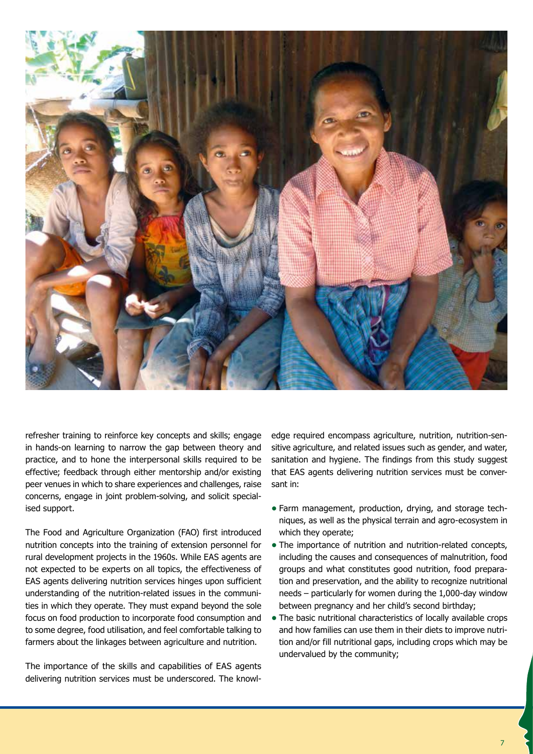refresher training to reinforce key concepts and skills; engage in hands-on learning to narrow the gap between theory and practice, and to hone the interpersonal skills required to be effective; feedback through either mentorship and/or existing peer venues in which to share experiences and challenges, raise concerns, engage in joint problem-solving, and solicit specialised support.

The Food and Agriculture Organization (FAO) first introduced nutrition concepts into the training of extension personnel for rural development projects in the 1960s. While EAS agents are not expected to be experts on all topics, the effectiveness of EAS agents delivering nutrition services hinges upon sufficient understanding of the nutrition-related issues in the communities in which they operate. They must expand beyond the sole focus on food production to incorporate food consumption and to some degree, food utilisation, and feel comfortable talking to farmers about the linkages between agriculture and nutrition.

The importance of the skills and capabilities of EAS agents delivering nutrition services must be underscored. The knowledge required encompass agriculture, nutrition, nutrition-sensitive agriculture, and related issues such as gender, and water, sanitation and hygiene. The findings from this study suggest that EAS agents delivering nutrition services must be conversant in:

- Farm management, production, drying, and storage techniques, as well as the physical terrain and agro-ecosystem in which they operate;
- The importance of nutrition and nutrition-related concepts, including the causes and consequences of malnutrition, food groups and what constitutes good nutrition, food preparation and preservation, and the ability to recognize nutritional needs – particularly for women during the 1,000-day window between pregnancy and her child's second birthday;
- The basic nutritional characteristics of locally available crops and how families can use them in their diets to improve nutrition and/or fill nutritional gaps, including crops which may be undervalued by the community;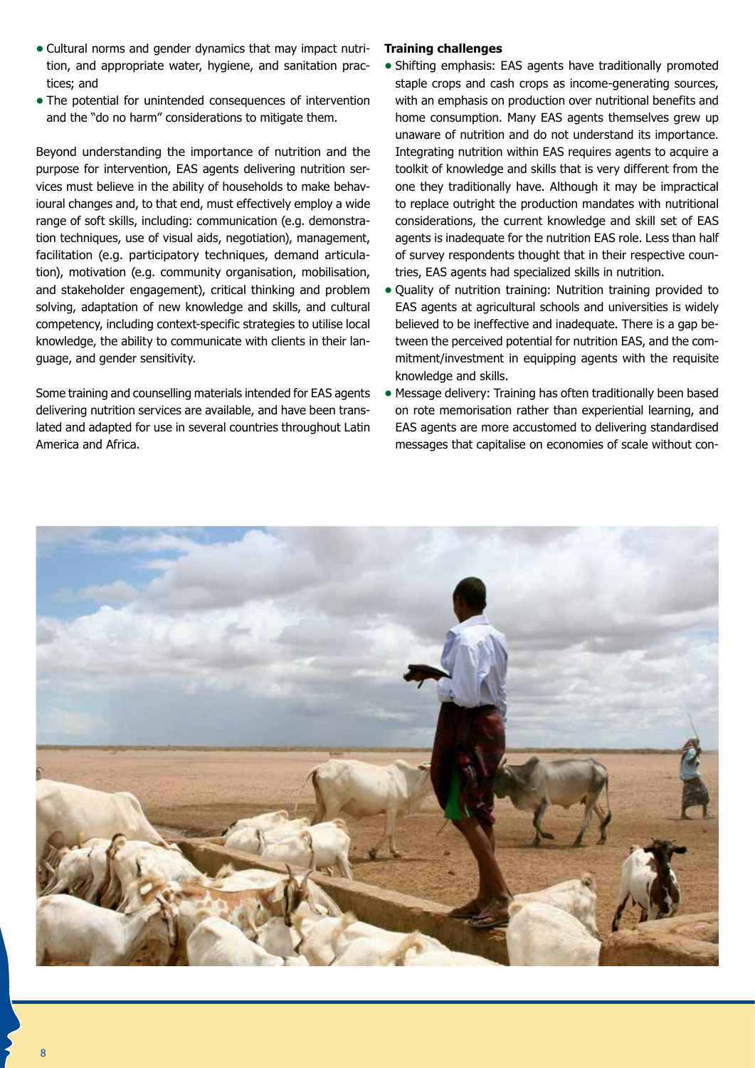- Cultural norms and gender dynamics that may impact nutrition, and appropriate water, hygiene, and sanitation practices; and
- The potential for unintended consequences of intervention and the "do no harm" considerations to mitigate them.

Beyond understanding the importance of nutrition and the purpose for intervention, EAS agents delivering nutrition services must believe in the ability of households to make behavioural changes and, to that end, must effectively employ a wide range of soft skills, including: communication (e.g. demonstration techniques, use of visual aids, negotiation), management, facilitation (e.g. participatory techniques, demand articulation), motivation (e.g. community organisation, mobilisation, and stakeholder engagement), critical thinking and problem solving, adaptation of new knowledge and skills, and cultural competency, including context-specific strategies to utilise local knowledge, the ability to communicate with clients in their language, and gender sensitivity.

Some training and counselling materials intended for EAS agents delivering nutrition services are available, and have been translated and adapted for use in several countries throughout Latin America and Africa.

**Training challenges**

- Shifting emphasis: EAS agents have traditionally promoted staple crops and cash crops as income-generating sources, with an emphasis on production over nutritional benefits and home consumption. Many EAS agents themselves grew up unaware of nutrition and do not understand its importance. Integrating nutrition within EAS requires agents to acquire a toolkit of knowledge and skills that is very different from the one they traditionally have. Although it may be impractical to replace outright the production mandates with nutritional considerations, the current knowledge and skill set of EAS agents is inadequate for the nutrition EAS role. Less than half of survey respondents thought that in their respective countries, EAS agents had specialized skills in nutrition.
- Quality of nutrition training: Nutrition training provided to EAS agents at agricultural schools and universities is widely believed to be ineffective and inadequate. There is a gap between the perceived potential for nutrition EAS, and the commitment/investment in equipping agents with the requisite knowledge and skills.
- Message delivery: Training has often traditionally been based on rote memorisation rather than experiential learning, and EAS agents are more accustomed to delivering standardised messages that capitalise on economies of scale without con-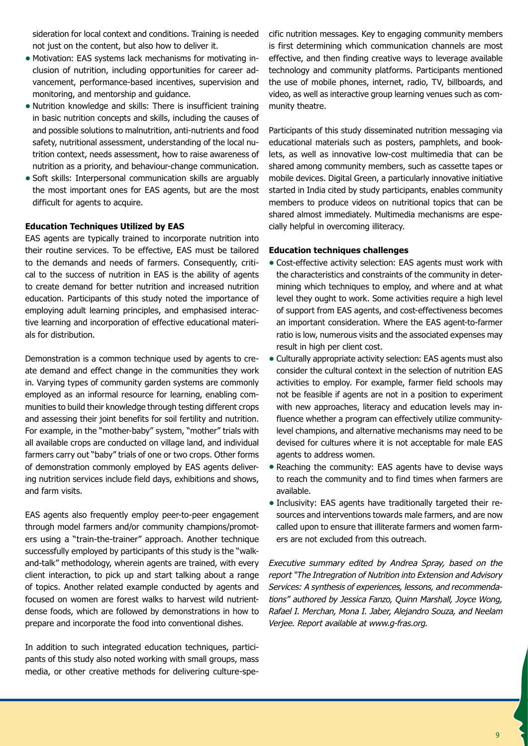sideration for local context and conditions. Training is needed not just on the content, but also how to deliver it.

- Motivation: EAS systems lack mechanisms for motivating inclusion of nutrition, including opportunities for career advancement, performance-based incentives, supervision and monitoring, and mentorship and guidance.
- Nutrition knowledge and skills: There is insufficient training in basic nutrition concepts and skills, including the causes of and possible solutions to malnutrition, anti-nutrients and food safety, nutritional assessment, understanding of the local nutrition context, needs assessment, how to raise awareness of nutrition as a priority, and behaviour-change communication.
- Soft skills: Interpersonal communication skills are arguably the most important ones for EAS agents, but are the most difficult for agents to acquire.

**Education Techniques Utilized by EAS**

EAS agents are typically trained to incorporate nutrition into their routine services. To be effective, EAS must be tailored to the demands and needs of farmers. Consequently, critical to the success of nutrition in EAS is the ability of agents to create demand for better nutrition and increased nutrition education. Participants of this study noted the importance of employing adult learning principles, and emphasised interactive learning and incorporation of effective educational materials for distribution.

Demonstration is a common technique used by agents to create demand and effect change in the communities they work in. Varying types of community garden systems are commonly employed as an informal resource for learning, enabling communities to build their knowledge through testing different crops and assessing their joint benefits for soil fertility and nutrition. For example, in the "mother-baby" system, "mother" trials with all available crops are conducted on village land, and individual farmers carry out "baby" trials of one or two crops. Other forms of demonstration commonly employed by EAS agents delivering nutrition services include field days, exhibitions and shows, and farm visits.

EAS agents also frequently employ peer-to-peer engagement through model farmers and/or community champions/promoters using a "train-the-trainer" approach. Another technique successfully employed by participants of this study is the "walk-and-talk" methodology, wherein agents are trained, with every client interaction, to pick up and start talking about a range of topics. Another related example conducted by agents and focused on women are forest walks to harvest wild nutrient-dense foods, which are followed by demonstrations in how to prepare and incorporate the food into conventional dishes.

In addition to such integrated education techniques, participants of this study also noted working with small groups, mass media, or other creative methods for delivering culture-specific nutrition messages. Key to engaging community members is first determining which communication channels are most effective, and then finding creative ways to leverage available technology and community platforms. Participants mentioned the use of mobile phones, internet, radio, TV, billboards, and video, as well as interactive group learning venues such as community theatre.

Participants of this study disseminated nutrition messaging via educational materials such as posters, pamphlets, and booklets, as well as innovative low-cost multimedia that can be shared among community members, such as cassette tapes or mobile devices. Digital Green, a particularly innovative initiative started in India cited by study participants, enables community members to produce videos on nutritional topics that can be shared almost immediately. Multimedia mechanisms are especially helpful in overcoming illiteracy.

**Education techniques challenges**

- Cost-effective activity selection: EAS agents must work with the characteristics and constraints of the community in determining which techniques to employ, and where and at what level they ought to work. Some activities require a high level of support from EAS agents, and cost-effectiveness becomes an important consideration. Where the EAS agent-to-farmer ratio is low, numerous visits and the associated expenses may result in high per client cost.
- Culturally appropriate activity selection: EAS agents must also consider the cultural context in the selection of nutrition EAS activities to employ. For example, farmer field schools may not be feasible if agents are not in a position to experiment with new approaches, literacy and education levels may influence whether a program can effectively utilize community-level champions, and alternative mechanisms may need to be devised for cultures where it is not acceptable for male EAS agents to address women.
- Reaching the community: EAS agents have to devise ways to reach the community and to find times when farmers are available.
- Inclusivity: EAS agents have traditionally targeted their resources and interventions towards male farmers, and are now called upon to ensure that illiterate farmers and women farmers are not excluded from this outreach.

*Executive summary edited by Andrea Spray, based on the report "The Intregration of Nutrition into Extension and Advisory Services: A synthesis of experiences, lessons, and recommendations" authored by Jessica Fanzo, Quinn Marshall, Joyce Wong, Rafael I. Merchan, Mona I. Jaber, Alejandro Souza, and Neelam Verjee. Report available at www.g-fras.org.*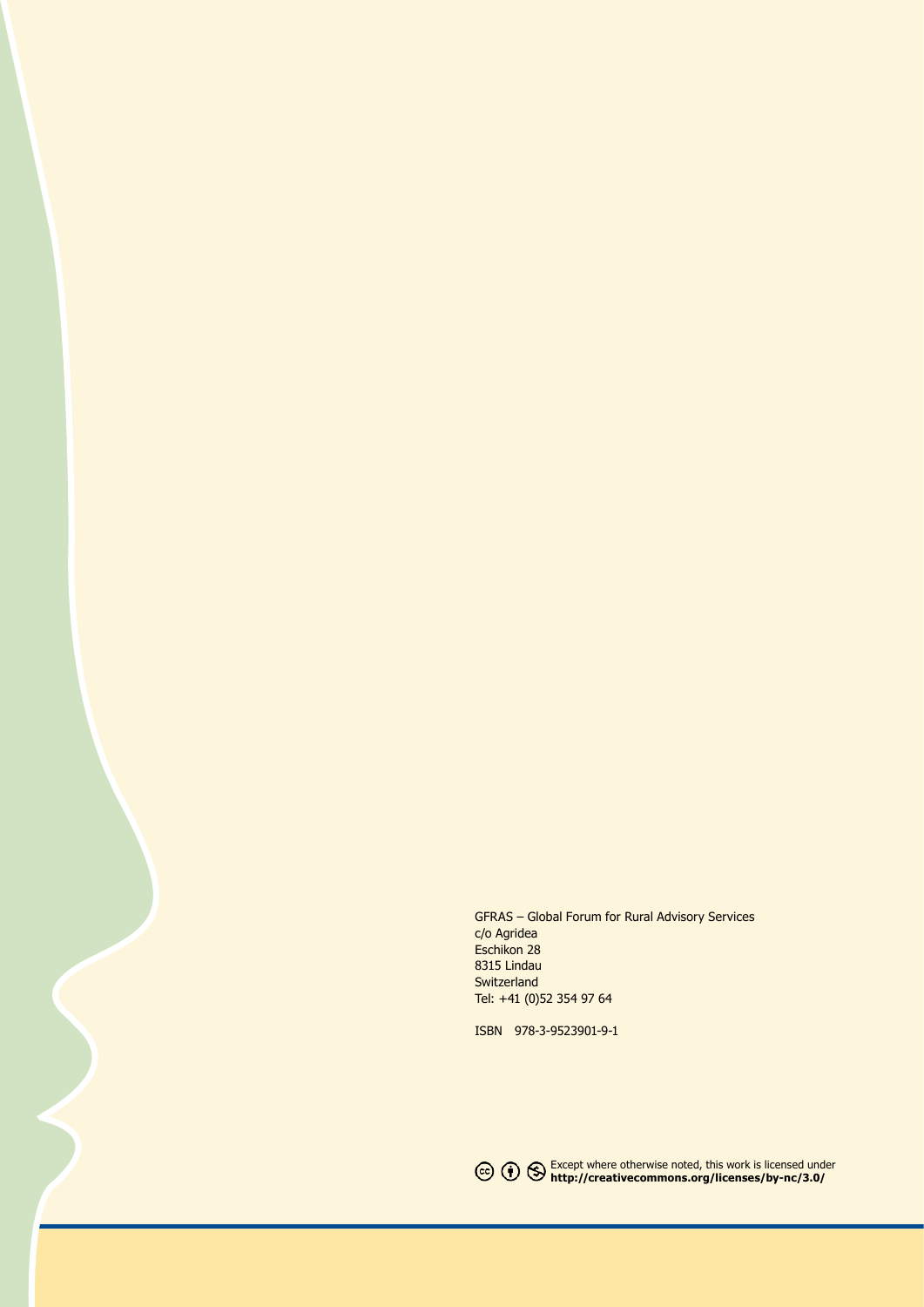GFRAS – Global Forum for Rural Advisory Services
c/o Agridea
Eschikon 28
8315 Lindau
Switzerland
Tel: +41 (0)52 354 97 64

ISBN 978-3-9523901-9-1

Except where otherwise noted, this work is licensed under
**http://creativecommons.org/licenses/by-nc/3.0/**